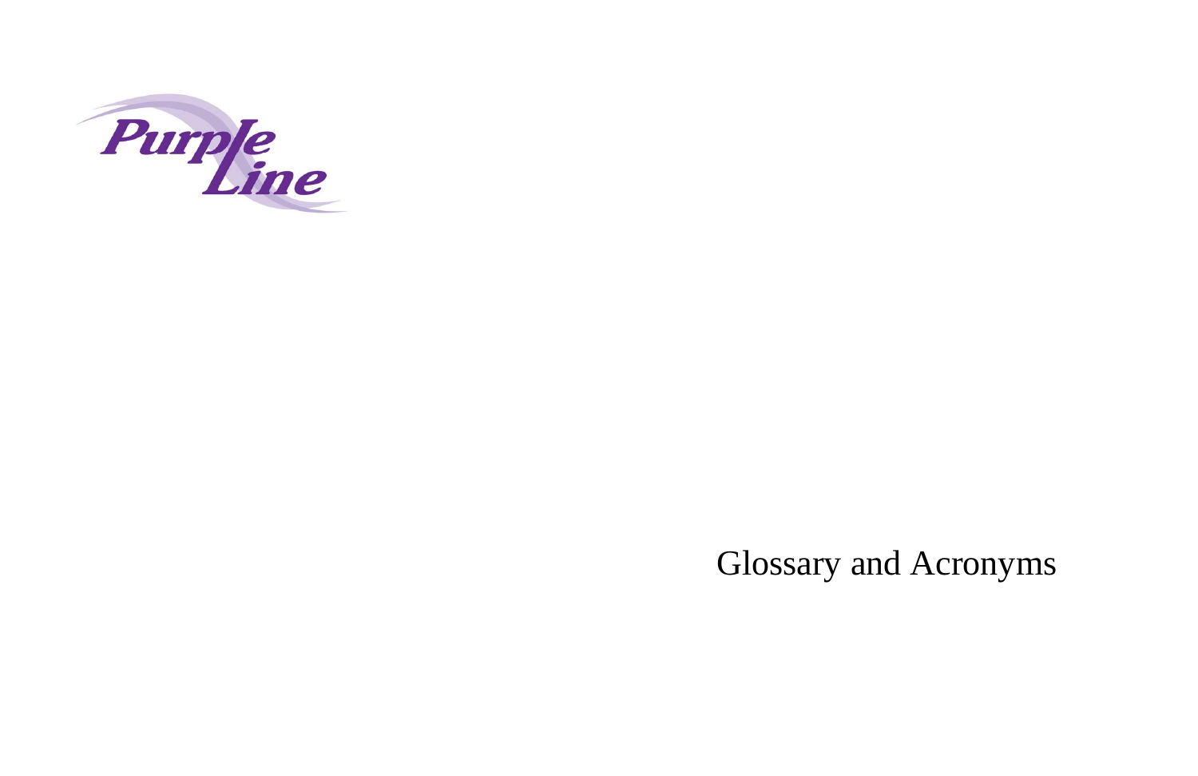Purple Line

# Glossary and Acronyms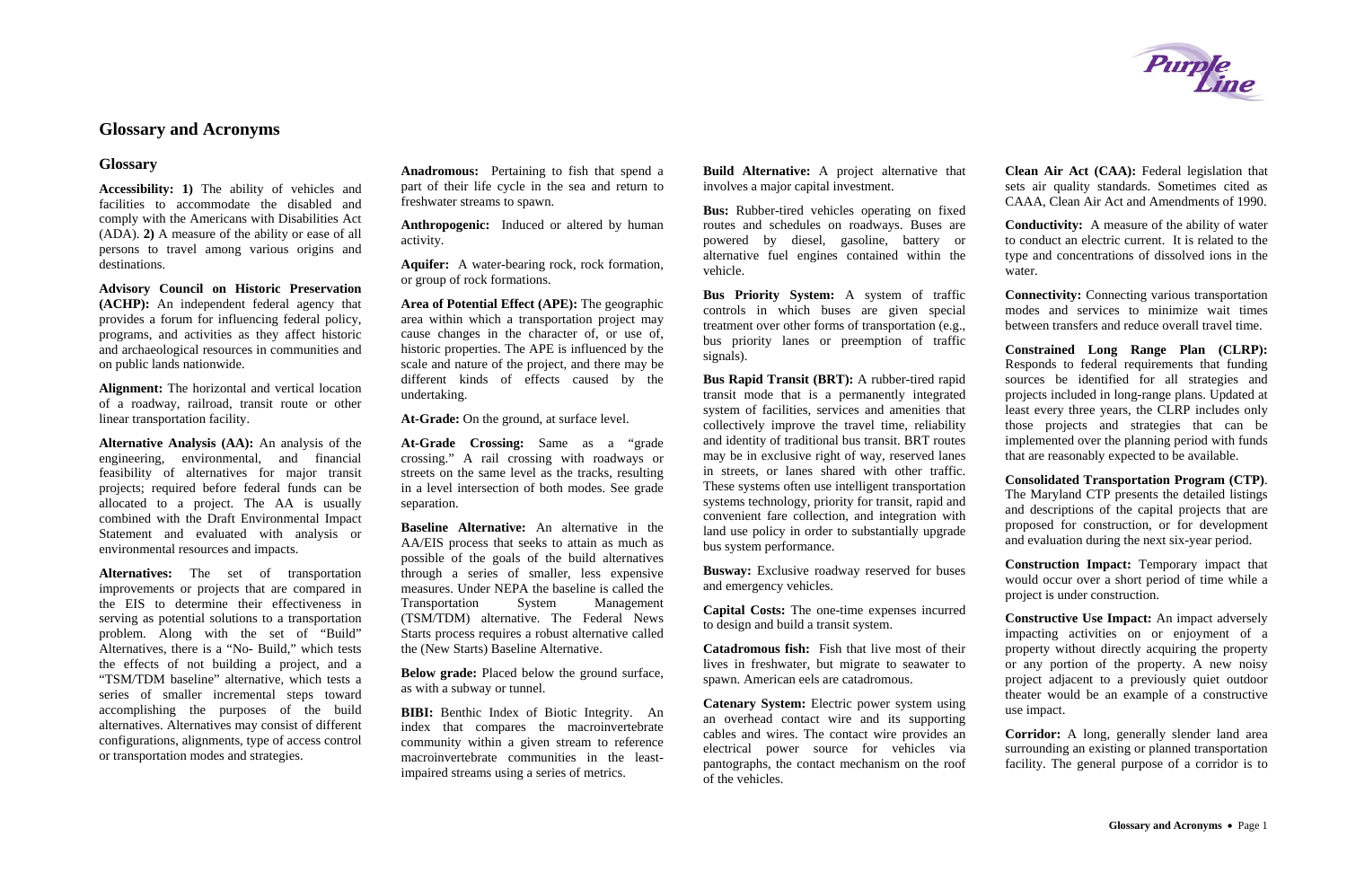# Glossary and Acronyms

## Glossary

**Accessibility: 1)** The ability of vehicles and facilities to accommodate the disabled and comply with the Americans with Disabilities Act (ADA). **2)** A measure of the ability or ease of all persons to travel among various origins and destinations.

**Advisory Council on Historic Preservation (ACHP):** An independent federal agency that provides a forum for influencing federal policy, programs, and activities as they affect historic and archaeological resources in communities and on public lands nationwide.

**Alignment:** The horizontal and vertical location of a roadway, railroad, transit route or other linear transportation facility.

**Alternative Analysis (AA):** An analysis of the engineering, environmental, and financial feasibility of alternatives for major transit projects; required before federal funds can be allocated to a project. The AA is usually combined with the Draft Environmental Impact Statement and evaluated with analysis or environmental resources and impacts.

**Alternatives:** The set of transportation improvements or projects that are compared in the EIS to determine their effectiveness in serving as potential solutions to a transportation problem. Along with the set of "Build" Alternatives, there is a "No- Build," which tests the effects of not building a project, and a "TSM/TDM baseline" alternative, which tests a series of smaller incremental steps toward accomplishing the purposes of the build alternatives. Alternatives may consist of different configurations, alignments, type of access control or transportation modes and strategies.

**Anadromous:** Pertaining to fish that spend a part of their life cycle in the sea and return to freshwater streams to spawn.

**Anthropogenic:** Induced or altered by human activity.

**Aquifer:** A water-bearing rock, rock formation, or group of rock formations.

**Area of Potential Effect (APE):** The geographic area within which a transportation project may cause changes in the character of, or use of, historic properties. The APE is influenced by the scale and nature of the project, and there may be different kinds of effects caused by the undertaking.

**At-Grade:** On the ground, at surface level.

**At-Grade Crossing:** Same as a "grade crossing." A rail crossing with roadways or streets on the same level as the tracks, resulting in a level intersection of both modes. See grade separation.

**Baseline Alternative:** An alternative in the AA/EIS process that seeks to attain as much as possible of the goals of the build alternatives through a series of smaller, less expensive measures. Under NEPA the baseline is called the Transportation System Management (TSM/TDM) alternative. The Federal News Starts process requires a robust alternative called the (New Starts) Baseline Alternative.

**Below grade:** Placed below the ground surface, as with a subway or tunnel.

**BIBI:** Benthic Index of Biotic Integrity. An index that compares the macroinvertebrate community within a given stream to reference macroinvertebrate communities in the least-impaired streams using a series of metrics.

**Build Alternative:** A project alternative that involves a major capital investment.

**Bus:** Rubber-tired vehicles operating on fixed routes and schedules on roadways. Buses are powered by diesel, gasoline, battery or alternative fuel engines contained within the vehicle.

**Bus Priority System:** A system of traffic controls in which buses are given special treatment over other forms of transportation (e.g., bus priority lanes or preemption of traffic signals).

**Bus Rapid Transit (BRT):** A rubber-tired rapid transit mode that is a permanently integrated system of facilities, services and amenities that collectively improve the travel time, reliability and identity of traditional bus transit. BRT routes may be in exclusive right of way, reserved lanes in streets, or lanes shared with other traffic. These systems often use intelligent transportation systems technology, priority for transit, rapid and convenient fare collection, and integration with land use policy in order to substantially upgrade bus system performance.

**Busway:** Exclusive roadway reserved for buses and emergency vehicles.

**Capital Costs:** The one-time expenses incurred to design and build a transit system.

**Catadromous fish:** Fish that live most of their lives in freshwater, but migrate to seawater to spawn. American eels are catadromous.

**Catenary System:** Electric power system using an overhead contact wire and its supporting cables and wires. The contact wire provides an electrical power source for vehicles via pantographs, the contact mechanism on the roof of the vehicles.

**Clean Air Act (CAA):** Federal legislation that sets air quality standards. Sometimes cited as CAAA, Clean Air Act and Amendments of 1990.

**Conductivity:** A measure of the ability of water to conduct an electric current. It is related to the type and concentrations of dissolved ions in the water.

**Connectivity:** Connecting various transportation modes and services to minimize wait times between transfers and reduce overall travel time.

**Constrained Long Range Plan (CLRP):** Responds to federal requirements that funding sources be identified for all strategies and projects included in long-range plans. Updated at least every three years, the CLRP includes only those projects and strategies that can be implemented over the planning period with funds that are reasonably expected to be available.

**Consolidated Transportation Program (CTP)**. The Maryland CTP presents the detailed listings and descriptions of the capital projects that are proposed for construction, or for development and evaluation during the next six-year period.

**Construction Impact:** Temporary impact that would occur over a short period of time while a project is under construction.

**Constructive Use Impact:** An impact adversely impacting activities on or enjoyment of a property without directly acquiring the property or any portion of the property. A new noisy project adjacent to a previously quiet outdoor theater would be an example of a constructive use impact.

**Corridor:** A long, generally slender land area surrounding an existing or planned transportation facility. The general purpose of a corridor is to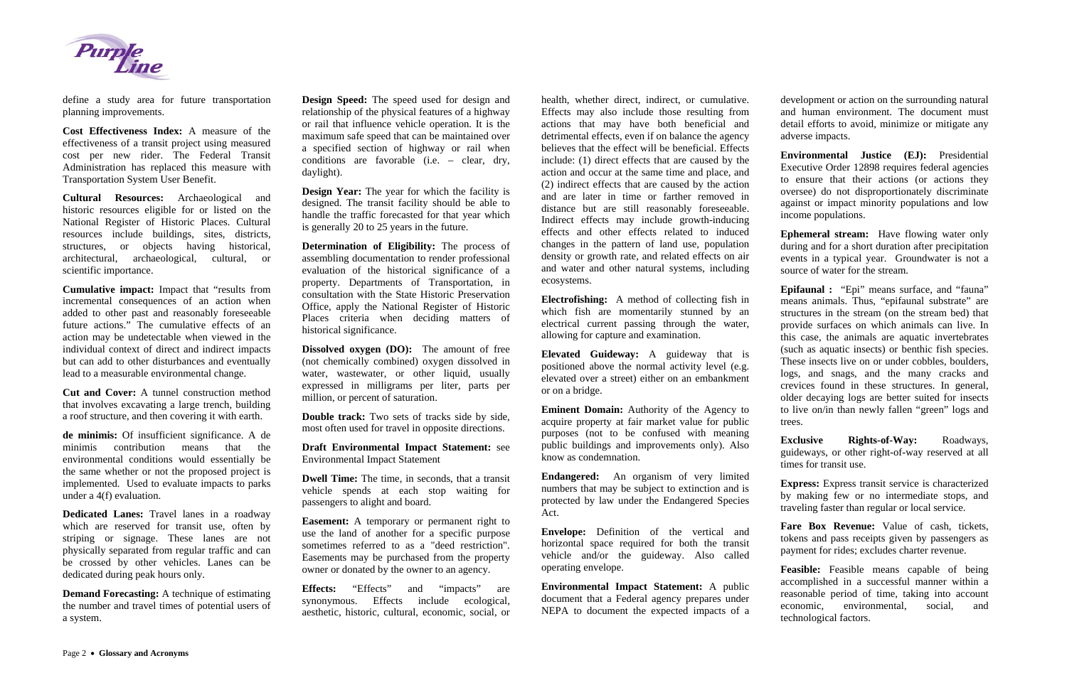define a study area for future transportation planning improvements.

**Cost Effectiveness Index:** A measure of the effectiveness of a transit project using measured cost per new rider. The Federal Transit Administration has replaced this measure with Transportation System User Benefit.

**Cultural Resources:** Archaeological and historic resources eligible for or listed on the National Register of Historic Places. Cultural resources include buildings, sites, districts, structures, or objects having historical, architectural, archaeological, cultural, or scientific importance.

**Cumulative impact:** Impact that "results from incremental consequences of an action when added to other past and reasonably foreseeable future actions." The cumulative effects of an action may be undetectable when viewed in the individual context of direct and indirect impacts but can add to other disturbances and eventually lead to a measurable environmental change.

**Cut and Cover:** A tunnel construction method that involves excavating a large trench, building a roof structure, and then covering it with earth.

**de minimis:** Of insufficient significance. A de minimis contribution means that the environmental conditions would essentially be the same whether or not the proposed project is implemented. Used to evaluate impacts to parks under a 4(f) evaluation.

**Dedicated Lanes:** Travel lanes in a roadway which are reserved for transit use, often by striping or signage. These lanes are not physically separated from regular traffic and can be crossed by other vehicles. Lanes can be dedicated during peak hours only.

**Demand Forecasting:** A technique of estimating the number and travel times of potential users of a system.

**Design Speed:** The speed used for design and relationship of the physical features of a highway or rail that influence vehicle operation. It is the maximum safe speed that can be maintained over a specified section of highway or rail when conditions are favorable (i.e. – clear, dry, daylight).

**Design Year:** The year for which the facility is designed. The transit facility should be able to handle the traffic forecasted for that year which is generally 20 to 25 years in the future.

**Determination of Eligibility:** The process of assembling documentation to render professional evaluation of the historical significance of a property. Departments of Transportation, in consultation with the State Historic Preservation Office, apply the National Register of Historic Places criteria when deciding matters of historical significance.

**Dissolved oxygen (DO):** The amount of free (not chemically combined) oxygen dissolved in water, wastewater, or other liquid, usually expressed in milligrams per liter, parts per million, or percent of saturation.

**Double track:** Two sets of tracks side by side, most often used for travel in opposite directions.

**Draft Environmental Impact Statement:** see Environmental Impact Statement

**Dwell Time:** The time, in seconds, that a transit vehicle spends at each stop waiting for passengers to alight and board.

**Easement:** A temporary or permanent right to use the land of another for a specific purpose sometimes referred to as a "deed restriction". Easements may be purchased from the property owner or donated by the owner to an agency.

**Effects:** "Effects" and "impacts" are synonymous. Effects include ecological, aesthetic, historic, cultural, economic, social, or health, whether direct, indirect, or cumulative. Effects may also include those resulting from actions that may have both beneficial and detrimental effects, even if on balance the agency believes that the effect will be beneficial. Effects include: (1) direct effects that are caused by the action and occur at the same time and place, and (2) indirect effects that are caused by the action and are later in time or farther removed in distance but are still reasonably foreseeable. Indirect effects may include growth-inducing effects and other effects related to induced changes in the pattern of land use, population density or growth rate, and related effects on air and water and other natural systems, including ecosystems.

**Electrofishing:** A method of collecting fish in which fish are momentarily stunned by an electrical current passing through the water, allowing for capture and examination.

**Elevated Guideway:** A guideway that is positioned above the normal activity level (e.g. elevated over a street) either on an embankment or on a bridge.

**Eminent Domain:** Authority of the Agency to acquire property at fair market value for public purposes (not to be confused with meaning public buildings and improvements only). Also know as condemnation.

**Endangered:** An organism of very limited numbers that may be subject to extinction and is protected by law under the Endangered Species Act.

**Envelope:** Definition of the vertical and horizontal space required for both the transit vehicle and/or the guideway. Also called operating envelope.

**Environmental Impact Statement:** A public document that a Federal agency prepares under NEPA to document the expected impacts of a development or action on the surrounding natural and human environment. The document must detail efforts to avoid, minimize or mitigate any adverse impacts.

**Environmental Justice (EJ):** Presidential Executive Order 12898 requires federal agencies to ensure that their actions (or actions they oversee) do not disproportionately discriminate against or impact minority populations and low income populations.

**Ephemeral stream:** Have flowing water only during and for a short duration after precipitation events in a typical year. Groundwater is not a source of water for the stream.

**Epifaunal :** "Epi" means surface, and "fauna" means animals. Thus, "epifaunal substrate" are structures in the stream (on the stream bed) that provide surfaces on which animals can live. In this case, the animals are aquatic invertebrates (such as aquatic insects) or benthic fish species. These insects live on or under cobbles, boulders, logs, and snags, and the many cracks and crevices found in these structures. In general, older decaying logs are better suited for insects to live on/in than newly fallen "green" logs and trees.

**Exclusive Rights-of-Way:** Roadways, guideways, or other right-of-way reserved at all times for transit use.

**Express:** Express transit service is characterized by making few or no intermediate stops, and traveling faster than regular or local service.

**Fare Box Revenue:** Value of cash, tickets, tokens and pass receipts given by passengers as payment for rides; excludes charter revenue.

**Feasible:** Feasible means capable of being accomplished in a successful manner within a reasonable period of time, taking into account economic, environmental, social, and technological factors.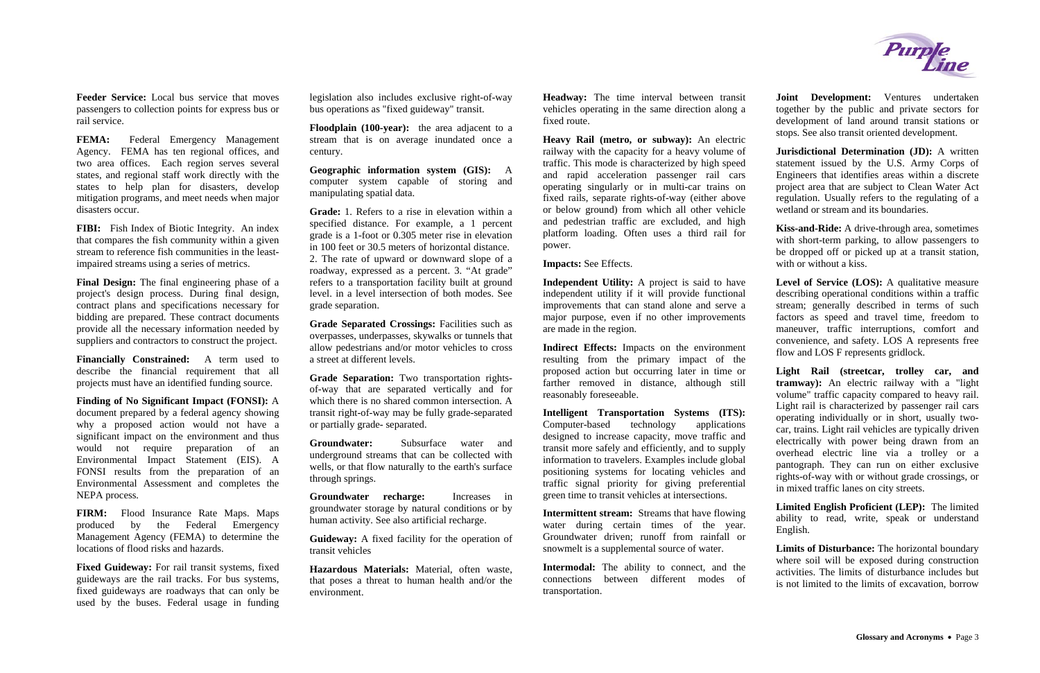**Feeder Service:** Local bus service that moves passengers to collection points for express bus or rail service.

**FEMA:** Federal Emergency Management Agency. FEMA has ten regional offices, and two area offices. Each region serves several states, and regional staff work directly with the states to help plan for disasters, develop mitigation programs, and meet needs when major disasters occur.

**FIBI:** Fish Index of Biotic Integrity. An index that compares the fish community within a given stream to reference fish communities in the least-impaired streams using a series of metrics.

**Final Design:** The final engineering phase of a project's design process. During final design, contract plans and specifications necessary for bidding are prepared. These contract documents provide all the necessary information needed by suppliers and contractors to construct the project.

**Financially Constrained:** A term used to describe the financial requirement that all projects must have an identified funding source.

**Finding of No Significant Impact (FONSI):** A document prepared by a federal agency showing why a proposed action would not have a significant impact on the environment and thus would not require preparation of an Environmental Impact Statement (EIS). A FONSI results from the preparation of an Environmental Assessment and completes the NEPA process.

**FIRM:** Flood Insurance Rate Maps. Maps produced by the Federal Emergency Management Agency (FEMA) to determine the locations of flood risks and hazards.

**Fixed Guideway:** For rail transit systems, fixed guideways are the rail tracks. For bus systems, fixed guideways are roadways that can only be used by the buses. Federal usage in funding legislation also includes exclusive right-of-way bus operations as "fixed guideway" transit.

**Floodplain (100-year):** the area adjacent to a stream that is on average inundated once a century.

**Geographic information system (GIS):** A computer system capable of storing and manipulating spatial data.

**Grade:** 1. Refers to a rise in elevation within a specified distance. For example, a 1 percent grade is a 1-foot or 0.305 meter rise in elevation in 100 feet or 30.5 meters of horizontal distance. 2. The rate of upward or downward slope of a roadway, expressed as a percent. 3. "At grade" refers to a transportation facility built at ground level. in a level intersection of both modes. See grade separation.

**Grade Separated Crossings:** Facilities such as overpasses, underpasses, skywalks or tunnels that allow pedestrians and/or motor vehicles to cross a street at different levels.

**Grade Separation:** Two transportation rights-of-way that are separated vertically and for which there is no shared common intersection. A transit right-of-way may be fully grade-separated or partially grade- separated.

**Groundwater:** Subsurface water and underground streams that can be collected with wells, or that flow naturally to the earth's surface through springs.

**Groundwater recharge:** Increases in groundwater storage by natural conditions or by human activity. See also artificial recharge.

**Guideway:** A fixed facility for the operation of transit vehicles

**Hazardous Materials:** Material, often waste, that poses a threat to human health and/or the environment.

**Headway:** The time interval between transit vehicles operating in the same direction along a fixed route.

**Heavy Rail (metro, or subway):** An electric railway with the capacity for a heavy volume of traffic. This mode is characterized by high speed and rapid acceleration passenger rail cars operating singularly or in multi-car trains on fixed rails, separate rights-of-way (either above or below ground) from which all other vehicle and pedestrian traffic are excluded, and high platform loading. Often uses a third rail for power.

**Impacts:** See Effects.

**Independent Utility:** A project is said to have independent utility if it will provide functional improvements that can stand alone and serve a major purpose, even if no other improvements are made in the region.

**Indirect Effects:** Impacts on the environment resulting from the primary impact of the proposed action but occurring later in time or farther removed in distance, although still reasonably foreseeable.

**Intelligent Transportation Systems (ITS):** Computer-based technology applications designed to increase capacity, move traffic and transit more safely and efficiently, and to supply information to travelers. Examples include global positioning systems for locating vehicles and traffic signal priority for giving preferential green time to transit vehicles at intersections.

**Intermittent stream:** Streams that have flowing water during certain times of the year. Groundwater driven; runoff from rainfall or snowmelt is a supplemental source of water.

**Intermodal:** The ability to connect, and the connections between different modes of transportation.

**Joint Development:** Ventures undertaken together by the public and private sectors for development of land around transit stations or stops. See also transit oriented development.

**Jurisdictional Determination (JD):** A written statement issued by the U.S. Army Corps of Engineers that identifies areas within a discrete project area that are subject to Clean Water Act regulation. Usually refers to the regulating of a wetland or stream and its boundaries.

**Kiss-and-Ride:** A drive-through area, sometimes with short-term parking, to allow passengers to be dropped off or picked up at a transit station, with or without a kiss.

**Level of Service (LOS):** A qualitative measure describing operational conditions within a traffic stream; generally described in terms of such factors as speed and travel time, freedom to maneuver, traffic interruptions, comfort and convenience, and safety. LOS A represents free flow and LOS F represents gridlock.

**Light Rail (streetcar, trolley car, and tramway):** An electric railway with a "light volume" traffic capacity compared to heavy rail. Light rail is characterized by passenger rail cars operating individually or in short, usually two-car, trains. Light rail vehicles are typically driven electrically with power being drawn from an overhead electric line via a trolley or a pantograph. They can run on either exclusive rights-of-way with or without grade crossings, or in mixed traffic lanes on city streets.

**Limited English Proficient (LEP):** The limited ability to read, write, speak or understand English.

**Limits of Disturbance:** The horizontal boundary where soil will be exposed during construction activities. The limits of disturbance includes but is not limited to the limits of excavation, borrow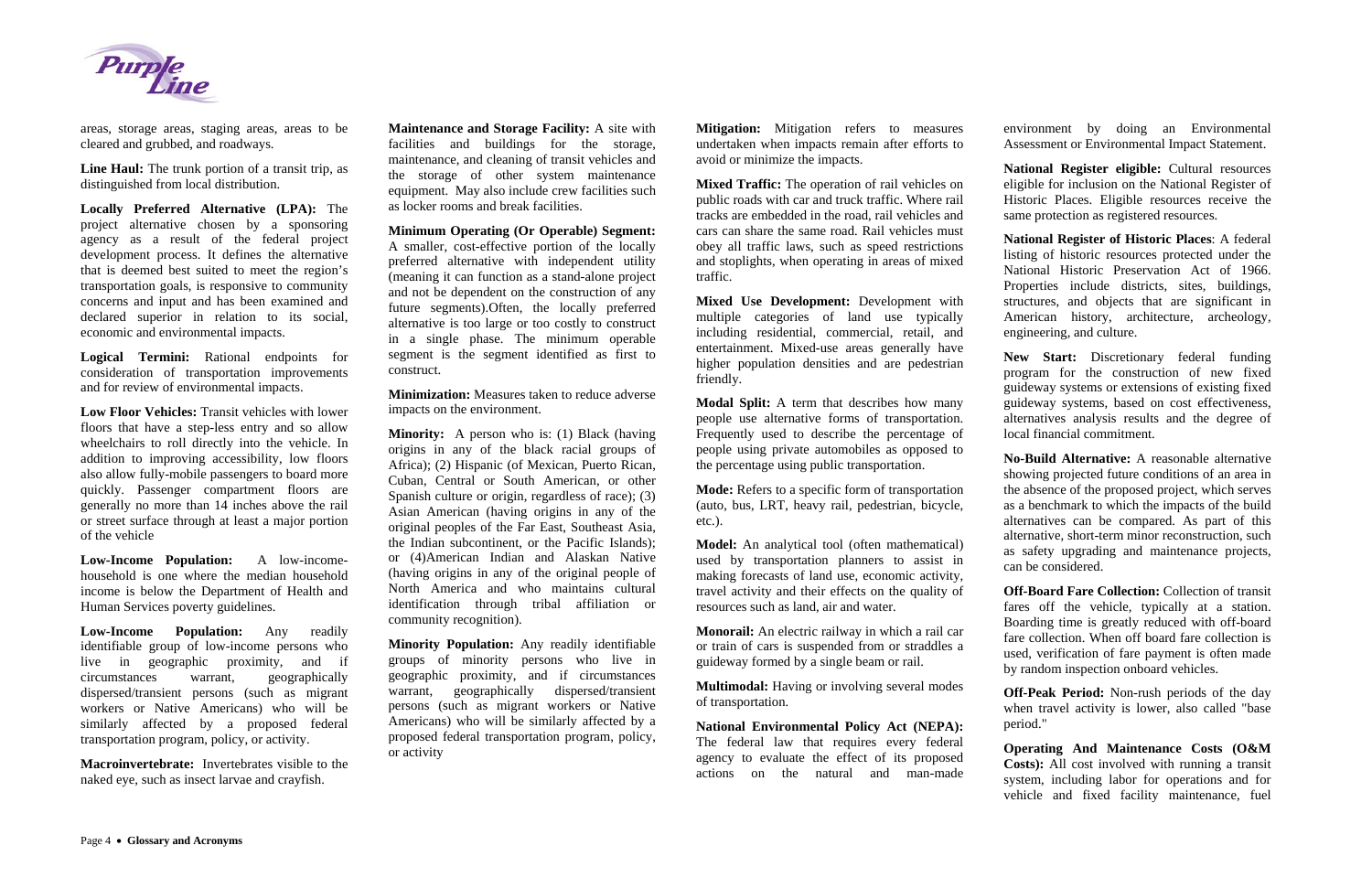areas, storage areas, staging areas, areas to be cleared and grubbed, and roadways.

**Line Haul:** The trunk portion of a transit trip, as distinguished from local distribution.

**Locally Preferred Alternative (LPA):** The project alternative chosen by a sponsoring agency as a result of the federal project development process. It defines the alternative that is deemed best suited to meet the region's transportation goals, is responsive to community concerns and input and has been examined and declared superior in relation to its social, economic and environmental impacts.

**Logical Termini:** Rational endpoints for consideration of transportation improvements and for review of environmental impacts.

**Low Floor Vehicles:** Transit vehicles with lower floors that have a step-less entry and so allow wheelchairs to roll directly into the vehicle. In addition to improving accessibility, low floors also allow fully-mobile passengers to board more quickly. Passenger compartment floors are generally no more than 14 inches above the rail or street surface through at least a major portion of the vehicle

**Low-Income Population:** A low-income-household is one where the median household income is below the Department of Health and Human Services poverty guidelines.

**Low-Income Population:** Any readily identifiable group of low-income persons who live in geographic proximity, and if circumstances warrant, geographically dispersed/transient persons (such as migrant workers or Native Americans) who will be similarly affected by a proposed federal transportation program, policy, or activity.

**Macroinvertebrate:** Invertebrates visible to the naked eye, such as insect larvae and crayfish.

**Maintenance and Storage Facility:** A site with facilities and buildings for the storage, maintenance, and cleaning of transit vehicles and the storage of other system maintenance equipment. May also include crew facilities such as locker rooms and break facilities.

**Minimum Operating (Or Operable) Segment:** A smaller, cost-effective portion of the locally preferred alternative with independent utility (meaning it can function as a stand-alone project and not be dependent on the construction of any future segments).Often, the locally preferred alternative is too large or too costly to construct in a single phase. The minimum operable segment is the segment identified as first to construct.

**Minimization:** Measures taken to reduce adverse impacts on the environment.

**Minority:** A person who is: (1) Black (having origins in any of the black racial groups of Africa); (2) Hispanic (of Mexican, Puerto Rican, Cuban, Central or South American, or other Spanish culture or origin, regardless of race); (3) Asian American (having origins in any of the original peoples of the Far East, Southeast Asia, the Indian subcontinent, or the Pacific Islands); or (4)American Indian and Alaskan Native (having origins in any of the original people of North America and who maintains cultural identification through tribal affiliation or community recognition).

**Minority Population:** Any readily identifiable groups of minority persons who live in geographic proximity, and if circumstances warrant, geographically dispersed/transient persons (such as migrant workers or Native Americans) who will be similarly affected by a proposed federal transportation program, policy, or activity

**Mitigation:** Mitigation refers to measures undertaken when impacts remain after efforts to avoid or minimize the impacts.

**Mixed Traffic:** The operation of rail vehicles on public roads with car and truck traffic. Where rail tracks are embedded in the road, rail vehicles and cars can share the same road. Rail vehicles must obey all traffic laws, such as speed restrictions and stoplights, when operating in areas of mixed traffic.

**Mixed Use Development:** Development with multiple categories of land use typically including residential, commercial, retail, and entertainment. Mixed-use areas generally have higher population densities and are pedestrian friendly.

**Modal Split:** A term that describes how many people use alternative forms of transportation. Frequently used to describe the percentage of people using private automobiles as opposed to the percentage using public transportation.

**Mode:** Refers to a specific form of transportation (auto, bus, LRT, heavy rail, pedestrian, bicycle, etc.).

**Model:** An analytical tool (often mathematical) used by transportation planners to assist in making forecasts of land use, economic activity, travel activity and their effects on the quality of resources such as land, air and water.

**Monorail:** An electric railway in which a rail car or train of cars is suspended from or straddles a guideway formed by a single beam or rail.

**Multimodal:** Having or involving several modes of transportation.

**National Environmental Policy Act (NEPA):** The federal law that requires every federal agency to evaluate the effect of its proposed actions on the natural and man-made environment by doing an Environmental Assessment or Environmental Impact Statement.

**National Register eligible:** Cultural resources eligible for inclusion on the National Register of Historic Places. Eligible resources receive the same protection as registered resources.

**National Register of Historic Places**: A federal listing of historic resources protected under the National Historic Preservation Act of 1966. Properties include districts, sites, buildings, structures, and objects that are significant in American history, architecture, archeology, engineering, and culture.

**New Start:** Discretionary federal funding program for the construction of new fixed guideway systems or extensions of existing fixed guideway systems, based on cost effectiveness, alternatives analysis results and the degree of local financial commitment.

**No-Build Alternative:** A reasonable alternative showing projected future conditions of an area in the absence of the proposed project, which serves as a benchmark to which the impacts of the build alternatives can be compared. As part of this alternative, short-term minor reconstruction, such as safety upgrading and maintenance projects, can be considered.

**Off-Board Fare Collection:** Collection of transit fares off the vehicle, typically at a station. Boarding time is greatly reduced with off-board fare collection. When off board fare collection is used, verification of fare payment is often made by random inspection onboard vehicles.

**Off-Peak Period:** Non-rush periods of the day when travel activity is lower, also called "base period."

**Operating And Maintenance Costs (O&M Costs):** All cost involved with running a transit system, including labor for operations and for vehicle and fixed facility maintenance, fuel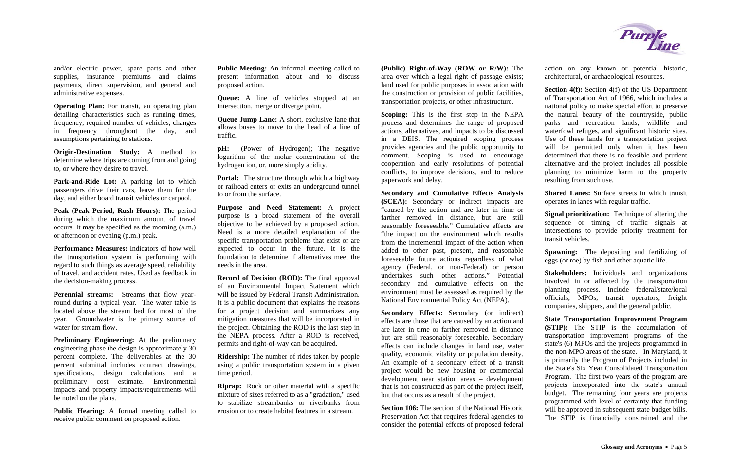and/or electric power, spare parts and other supplies, insurance premiums and claims payments, direct supervision, and general and administrative expenses.

**Operating Plan:** For transit, an operating plan detailing characteristics such as running times, frequency, required number of vehicles, changes in frequency throughout the day, and assumptions pertaining to stations.

**Origin-Destination Study:** A method to determine where trips are coming from and going to, or where they desire to travel.

**Park-and-Ride Lot:** A parking lot to which passengers drive their cars, leave them for the day, and either board transit vehicles or carpool.

**Peak (Peak Period, Rush Hours):** The period during which the maximum amount of travel occurs. It may be specified as the morning (a.m.) or afternoon or evening (p.m.) peak.

**Performance Measures:** Indicators of how well the transportation system is performing with regard to such things as average speed, reliability of travel, and accident rates. Used as feedback in the decision-making process.

**Perennial streams:** Streams that flow year-round during a typical year. The water table is located above the stream bed for most of the year. Groundwater is the primary source of water for stream flow.

**Preliminary Engineering:** At the preliminary engineering phase the design is approximately 30 percent complete. The deliverables at the 30 percent submittal includes contract drawings, specifications, design calculations and a preliminary cost estimate. Environmental impacts and property impacts/requirements will be noted on the plans.

**Public Hearing:** A formal meeting called to receive public comment on proposed action.

**Public Meeting:** An informal meeting called to present information about and to discuss proposed action.

**Queue:** A line of vehicles stopped at an intersection, merge or diverge point.

**Queue Jump Lane:** A short, exclusive lane that allows buses to move to the head of a line of traffic.

**pH:** (Power of Hydrogen); The negative logarithm of the molar concentration of the hydrogen ion, or, more simply acidity.

**Portal:** The structure through which a highway or railroad enters or exits an underground tunnel to or from the surface.

**Purpose and Need Statement:** A project purpose is a broad statement of the overall objective to be achieved by a proposed action. Need is a more detailed explanation of the specific transportation problems that exist or are expected to occur in the future. It is the foundation to determine if alternatives meet the needs in the area.

**Record of Decision (ROD):** The final approval of an Environmental Impact Statement which will be issued by Federal Transit Administration. It is a public document that explains the reasons for a project decision and summarizes any mitigation measures that will be incorporated in the project. Obtaining the ROD is the last step in the NEPA process. After a ROD is received, permits and right-of-way can be acquired.

**Ridership:** The number of rides taken by people using a public transportation system in a given time period.

**Riprap:** Rock or other material with a specific mixture of sizes referred to as a "gradation," used to stabilize streambanks or riverbanks from erosion or to create habitat features in a stream.

**(Public) Right-of-Way (ROW or R/W):** The area over which a legal right of passage exists; land used for public purposes in association with the construction or provision of public facilities, transportation projects, or other infrastructure.

**Scoping:** This is the first step in the NEPA process and determines the range of proposed actions, alternatives, and impacts to be discussed in a DEIS. The required scoping process provides agencies and the public opportunity to comment. Scoping is used to encourage cooperation and early resolutions of potential conflicts, to improve decisions, and to reduce paperwork and delay.

**Secondary and Cumulative Effects Analysis (SCEA):** Secondary or indirect impacts are "caused by the action and are later in time or farther removed in distance, but are still reasonably foreseeable." Cumulative effects are "the impact on the environment which results from the incremental impact of the action when added to other past, present, and reasonable foreseeable future actions regardless of what agency (Federal, or non-Federal) or person undertakes such other actions." Potential secondary and cumulative effects on the environment must be assessed as required by the National Environmental Policy Act (NEPA).

**Secondary Effects:** Secondary (or indirect) effects are those that are caused by an action and are later in time or farther removed in distance but are still reasonably foreseeable. Secondary effects can include changes in land use, water quality, economic vitality or population density. An example of a secondary effect of a transit project would be new housing or commercial development near station areas – development that is not constructed as part of the project itself, but that occurs as a result of the project.

**Section 106:** The section of the National Historic Preservation Act that requires federal agencies to consider the potential effects of proposed federal action on any known or potential historic, architectural, or archaeological resources.

**Section 4(f):** Section 4(f) of the US Department of Transportation Act of 1966, which includes a national policy to make special effort to preserve the natural beauty of the countryside, public parks and recreation lands, wildlife and waterfowl refuges, and significant historic sites. Use of these lands for a transportation project will be permitted only when it has been determined that there is no feasible and prudent alternative and the project includes all possible planning to minimize harm to the property resulting from such use.

**Shared Lanes:** Surface streets in which transit operates in lanes with regular traffic.

**Signal prioritization:** Technique of altering the sequence or timing of traffic signals at intersections to provide priority treatment for transit vehicles.

**Spawning:** The depositing and fertilizing of eggs (or roe) by fish and other aquatic life.

**Stakeholders:** Individuals and organizations involved in or affected by the transportation planning process. Include federal/state/local officials, MPOs, transit operators, freight companies, shippers, and the general public.

**State Transportation Improvement Program (STIP):** The STIP is the accumulation of transportation improvement programs of the state's (6) MPOs and the projects programmed in the non-MPO areas of the state. In Maryland, it is primarily the Program of Projects included in the State's Six Year Consolidated Transportation Program. The first two years of the program are projects incorporated into the state's annual budget. The remaining four years are projects programmed with level of certainty that funding will be approved in subsequent state budget bills. The STIP is financially constrained and the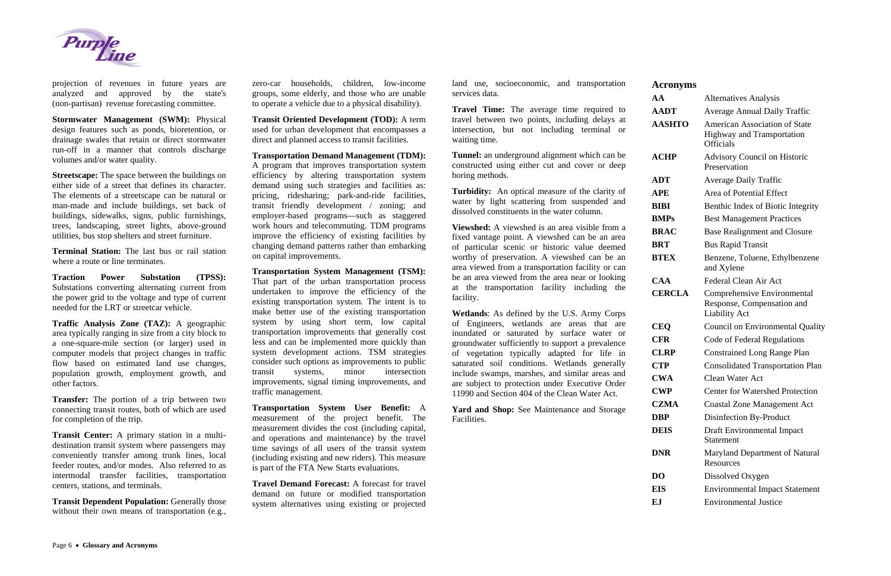projection of revenues in future years are analyzed and approved by the state's (non-partisan) revenue forecasting committee.

**Stormwater Management (SWM):** Physical design features such as ponds, bioretention, or drainage swales that retain or direct stormwater run-off in a manner that controls discharge volumes and/or water quality.

**Streetscape:** The space between the buildings on either side of a street that defines its character. The elements of a streetscape can be natural or man-made and include buildings, sidewalks, signs, public furnishings, trees, landscaping, street lights, above-ground utilities, bus stop shelters and street furniture.

**Terminal Station:** The last bus or rail station where a route or line terminates.

**Traction Power Substation (TPSS):** Substations converting alternating current from the power grid to the voltage and type of current needed for the LRT or streetcar vehicle.

**Traffic Analysis Zone (TAZ):** A geographic area typically ranging in size from a city block to a one-square-mile section (or larger) used in computer models that project changes in traffic flow based on estimated land use changes, population growth, employment growth, and other factors.

**Transfer:** The portion of a trip between two connecting transit routes, both of which are used for completion of the trip.

**Transit Center:** A primary station in a multi-destination transit system where passengers may conveniently transfer among trunk lines, local feeder routes, and/or modes. Also referred to as intermodal transfer facilities, transportation centers, stations, and terminals.

**Transit Dependent Population:** Generally those without their own means of transportation (e.g., zero-car households, children, low-income groups, some elderly, and those who are unable to operate a vehicle due to a physical disability).

**Transit Oriented Development (TOD):** A term used for urban development that encompasses a direct and planned access to transit facilities.

**Transportation Demand Management (TDM):** A program that improves transportation system efficiency by altering transportation system demand using such strategies and facilities as: pricing, ridesharing; park-and-ride facilities, transit friendly development / zoning; and employer-based programs—such as staggered work hours and telecommuting. TDM programs improve the efficiency of existing facilities by changing demand patterns rather than embarking on capital improvements.

**Transportation System Management (TSM):** That part of the urban transportation process undertaken to improve the efficiency of the existing transportation system. The intent is to make better use of the existing transportation system by using short term, low capital transportation improvements that generally cost less and can be implemented more quickly than system development actions. TSM strategies consider such options as improvements to public transit systems, minor intersection improvements, signal timing improvements, and traffic management.

**Transportation System User Benefit:** A measurement of the project benefit. The measurement divides the cost (including capital, and operations and maintenance) by the travel time savings of all users of the transit system (including existing and new riders). This measure is part of the FTA New Starts evaluations.

**Travel Demand Forecast:** A forecast for travel demand on future or modified transportation system alternatives using existing or projected land use, socioeconomic, and transportation services data.

**Travel Time:** The average time required to travel between two points, including delays at intersection, but not including terminal or waiting time.

**Tunnel:** an underground alignment which can be constructed using either cut and cover or deep boring methods.

**Turbidity:** An optical measure of the clarity of water by light scattering from suspended and dissolved constituents in the water column.

**Viewshed:** A viewshed is an area visible from a fixed vantage point. A viewshed can be an area of particular scenic or historic value deemed worthy of preservation. A viewshed can be an area viewed from a transportation facility or can be an area viewed from the area near or looking at the transportation facility including the facility.

**Wetlands**: As defined by the U.S. Army Corps of Engineers, wetlands are areas that are inundated or saturated by surface water or groundwater sufficiently to support a prevalence of vegetation typically adapted for life in saturated soil conditions. Wetlands generally include swamps, marshes, and similar areas and are subject to protection under Executive Order 11990 and Section 404 of the Clean Water Act.

**Yard and Shop:** See Maintenance and Storage Facilities.

## Acronyms

| | |
|---|---|
| **AA** | Alternatives Analysis |
| **AADT** | Average Annual Daily Traffic |
| **AASHTO** | American Association of State Highway and Transportation Officials |
| **ACHP** | Advisory Council on Historic Preservation |
| **ADT** | Average Daily Traffic |
| **APE** | Area of Potential Effect |
| **BIBI** | Benthic Index of Biotic Integrity |
| **BMPs** | Best Management Practices |
| **BRAC** | Base Realignment and Closure |
| **BRT** | Bus Rapid Transit |
| **BTEX** | Benzene, Toluene, Ethylbenzene and Xylene |
| **CAA** | Federal Clean Air Act |
| **CERCLA** | Comprehensive Environmental Response, Compensation and Liability Act |
| **CEQ** | Council on Environmental Quality |
| **CFR** | Code of Federal Regulations |
| **CLRP** | Constrained Long Range Plan |
| **CTP** | Consolidated Transportation Plan |
| **CWA** | Clean Water Act |
| **CWP** | Center for Watershed Protection |
| **CZMA** | Coastal Zone Management Act |
| **DBP** | Disinfection By-Product |
| **DEIS** | Draft Environmental Impact Statement |
| **DNR** | Maryland Department of Natural Resources |
| **DO** | Dissolved Oxygen |
| **EIS** | Environmental Impact Statement |
| **EJ** | Environmental Justice |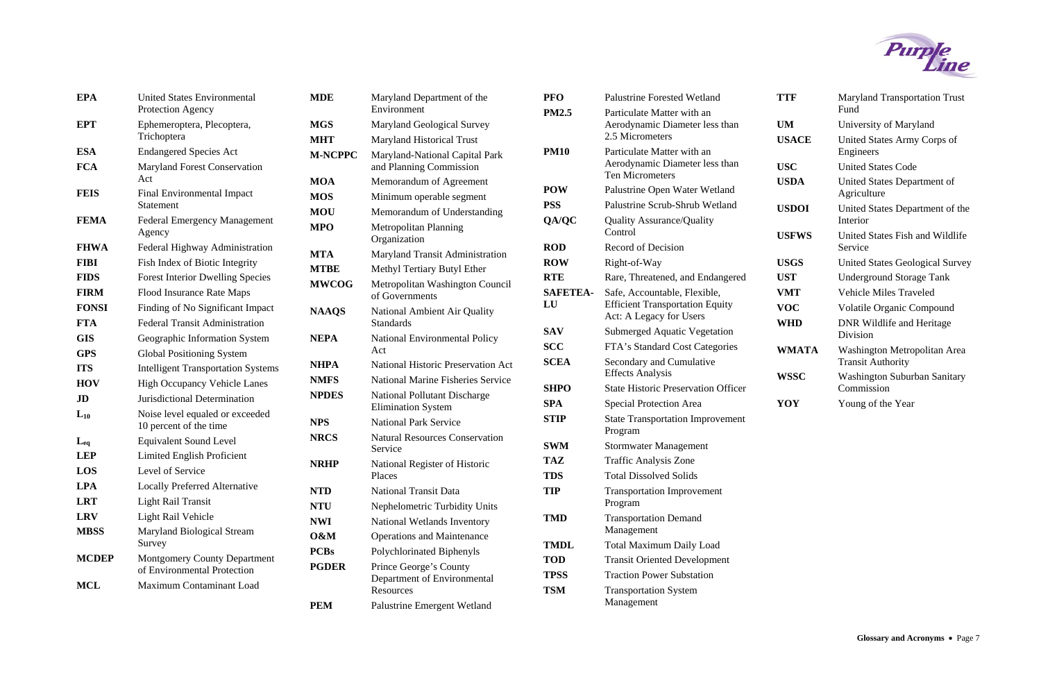| | |
|---|---|
| **EPA** | United States Environmental Protection Agency |
| **EPT** | Ephemeroptera, Plecoptera, Trichoptera |
| **ESA** | Endangered Species Act |
| **FCA** | Maryland Forest Conservation Act |
| **FEIS** | Final Environmental Impact Statement |
| **FEMA** | Federal Emergency Management Agency |
| **FHWA** | Federal Highway Administration |
| **FIBI** | Fish Index of Biotic Integrity |
| **FIDS** | Forest Interior Dwelling Species |
| **FIRM** | Flood Insurance Rate Maps |
| **FONSI** | Finding of No Significant Impact |
| **FTA** | Federal Transit Administration |
| **GIS** | Geographic Information System |
| **GPS** | Global Positioning System |
| **ITS** | Intelligent Transportation Systems |
| **HOV** | High Occupancy Vehicle Lanes |
| **JD** | Jurisdictional Determination |
| **$L_{10}$** | Noise level equaled or exceeded 10 percent of the time |
| **$L_{eq}$** | Equivalent Sound Level |
| **LEP** | Limited English Proficient |
| **LOS** | Level of Service |
| **LPA** | Locally Preferred Alternative |
| **LRT** | Light Rail Transit |
| **LRV** | Light Rail Vehicle |
| **MBSS** | Maryland Biological Stream Survey |
| **MCDEP** | Montgomery County Department of Environmental Protection |
| **MCL** | Maximum Contaminant Load |
| **MDE** | Maryland Department of the Environment |
| **MGS** | Maryland Geological Survey |
| **MHT** | Maryland Historical Trust |
| **M-NCPPC** | Maryland-National Capital Park and Planning Commission |
| **MOA** | Memorandum of Agreement |
| **MOS** | Minimum operable segment |
| **MOU** | Memorandum of Understanding |
| **MPO** | Metropolitan Planning Organization |
| **MTA** | Maryland Transit Administration |
| **MTBE** | Methyl Tertiary Butyl Ether |
| **MWCOG** | Metropolitan Washington Council of Governments |
| **NAAQS** | National Ambient Air Quality Standards |
| **NEPA** | National Environmental Policy Act |
| **NHPA** | National Historic Preservation Act |
| **NMFS** | National Marine Fisheries Service |
| **NPDES** | National Pollutant Discharge Elimination System |
| **NPS** | National Park Service |
| **NRCS** | Natural Resources Conservation Service |
| **NRHP** | National Register of Historic Places |
| **NTD** | National Transit Data |
| **NTU** | Nephelometric Turbidity Units |
| **NWI** | National Wetlands Inventory |
| **O&M** | Operations and Maintenance |
| **PCBs** | Polychlorinated Biphenyls |
| **PGDER** | Prince George's County Department of Environmental Resources |
| **PEM** | Palustrine Emergent Wetland |
| **PFO** | Palustrine Forested Wetland |
| **PM2.5** | Particulate Matter with an Aerodynamic Diameter less than 2.5 Micrometers |
| **PM10** | Particulate Matter with an Aerodynamic Diameter less than Ten Micrometers |
| **POW** | Palustrine Open Water Wetland |
| **PSS** | Palustrine Scrub-Shrub Wetland |
| **QA/QC** | Quality Assurance/Quality Control |
| **ROD** | Record of Decision |
| **ROW** | Right-of-Way |
| **RTE** | Rare, Threatened, and Endangered |
| **SAFETEA-LU** | Safe, Accountable, Flexible, Efficient Transportation Equity Act: A Legacy for Users |
| **SAV** | Submerged Aquatic Vegetation |
| **SCC** | FTA's Standard Cost Categories |
| **SCEA** | Secondary and Cumulative Effects Analysis |
| **SHPO** | State Historic Preservation Officer |
| **SPA** | Special Protection Area |
| **STIP** | State Transportation Improvement Program |
| **SWM** | Stormwater Management |
| **TAZ** | Traffic Analysis Zone |
| **TDS** | Total Dissolved Solids |
| **TIP** | Transportation Improvement Program |
| **TMD** | Transportation Demand Management |
| **TMDL** | Total Maximum Daily Load |
| **TOD** | Transit Oriented Development |
| **TPSS** | Traction Power Substation |
| **TSM** | Transportation System Management |
| **TTF** | Maryland Transportation Trust Fund |
| **UM** | University of Maryland |
| **USACE** | United States Army Corps of Engineers |
| **USC** | United States Code |
| **USDA** | United States Department of Agriculture |
| **USDOI** | United States Department of the Interior |
| **USFWS** | United States Fish and Wildlife Service |
| **USGS** | United States Geological Survey |
| **UST** | Underground Storage Tank |
| **VMT** | Vehicle Miles Traveled |
| **VOC** | Volatile Organic Compound |
| **WHD** | DNR Wildlife and Heritage Division |
| **WMATA** | Washington Metropolitan Area Transit Authority |
| **WSSC** | Washington Suburban Sanitary Commission |
| **YOY** | Young of the Year |